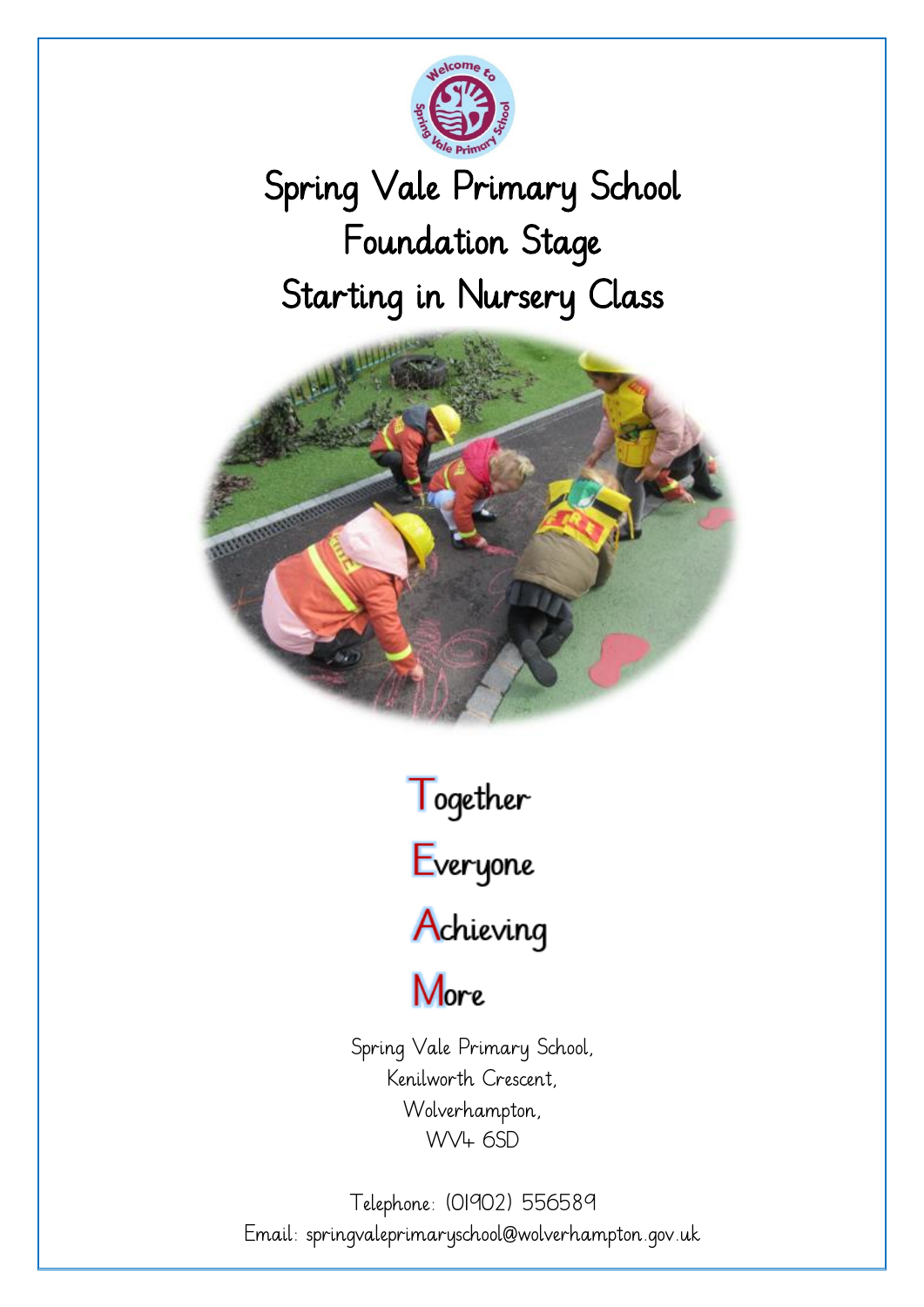# Spring Vale Primary School
# Foundation Stage
# Starting in Nursery Class

**T**ogether
**E**veryone
**A**chieving
**M**ore

Spring Vale Primary School,
Kenilworth Crescent,
Wolverhampton,
WV4 6SD

Telephone: (01902) 556589
Email: springvaleprimaryschool@wolverhampton.gov.uk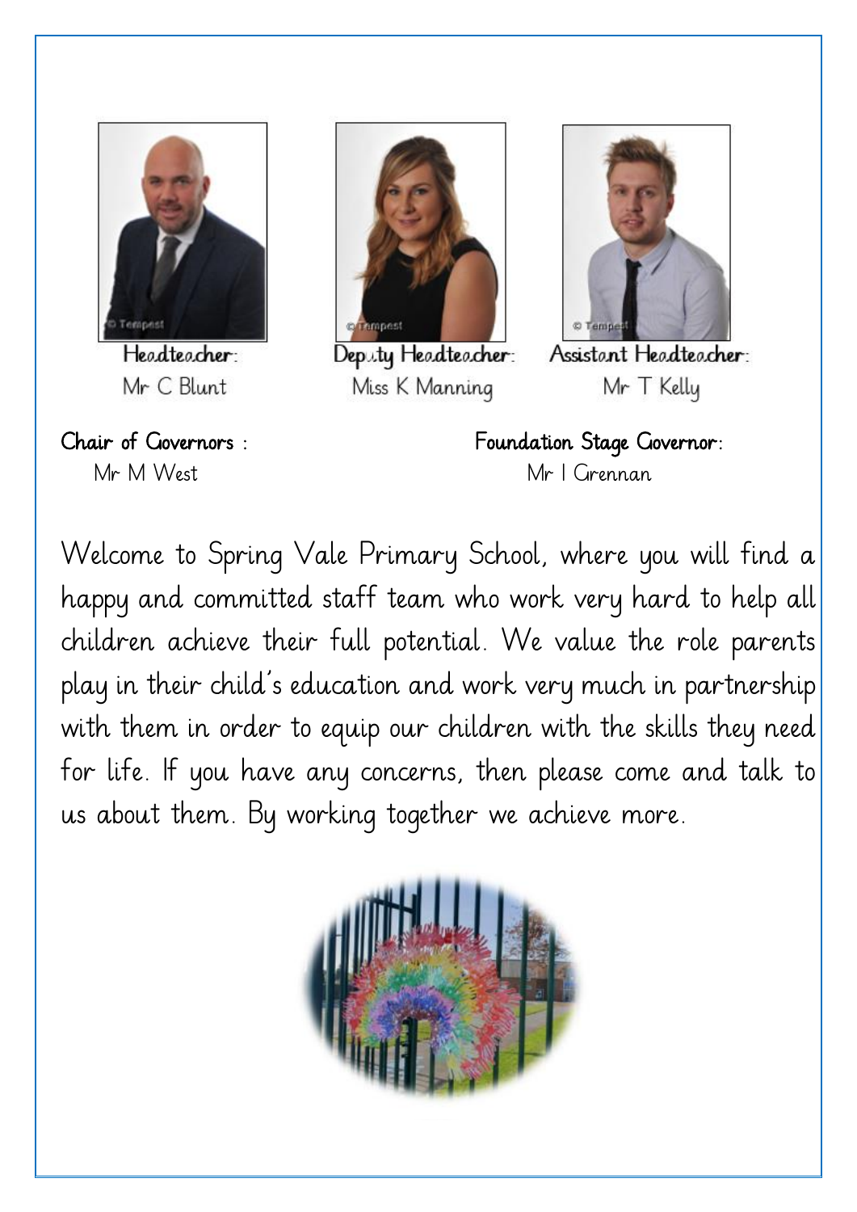**Headteacher:**
Mr C Blunt

**Deputy Headteacher:**
Miss K Manning

**Assistant Headteacher:**
Mr T Kelly

**Chair of Governors :**
Mr M West

**Foundation Stage Governor:**
Mr I Grennan

Welcome to Spring Vale Primary School, where you will find a happy and committed staff team who work very hard to help all children achieve their full potential. We value the role parents play in their child's education and work very much in partnership with them in order to equip our children with the skills they need for life. If you have any concerns, then please come and talk to us about them. By working together we achieve more.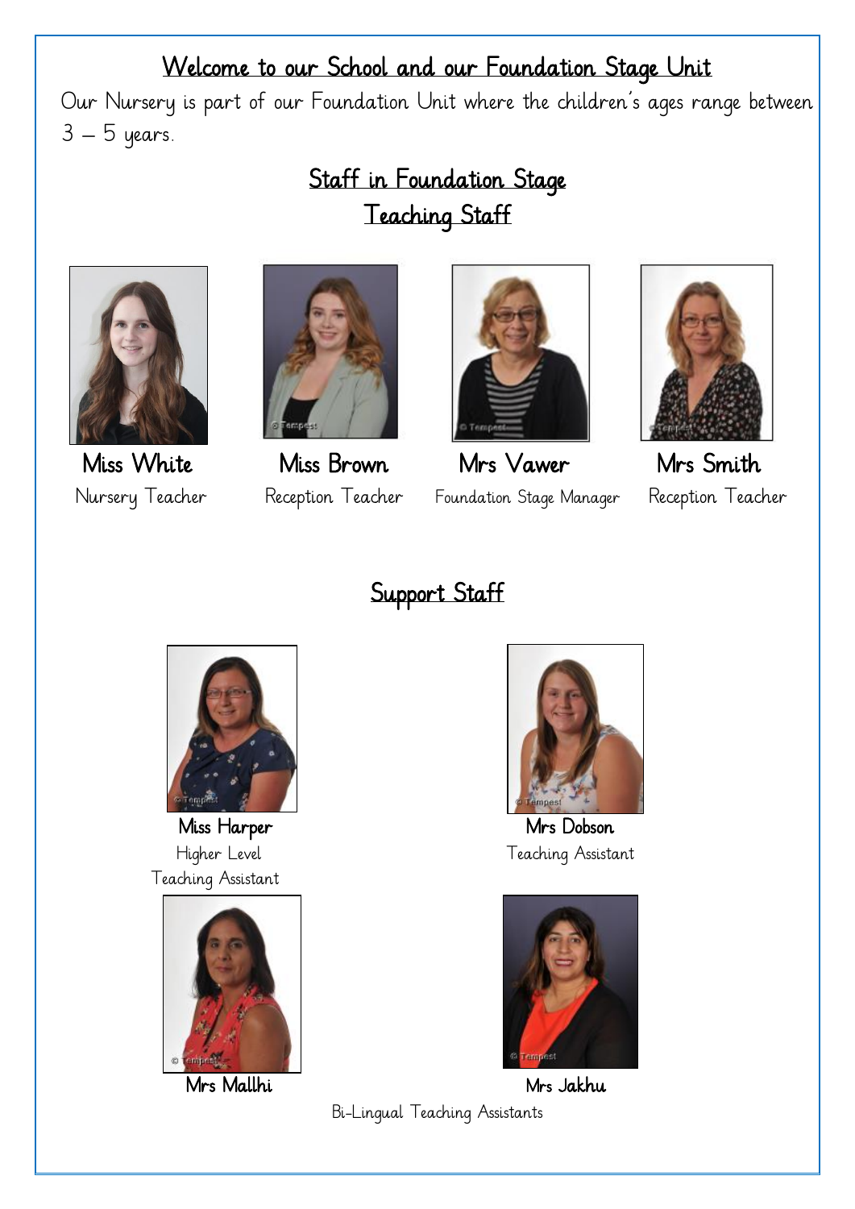# Welcome to our School and our Foundation Stage Unit

Our Nursery is part of our Foundation Unit where the children's ages range between 3 – 5 years.

## Staff in Foundation Stage

## Teaching Staff

**Miss White**
Nursery Teacher

**Miss Brown**
Reception Teacher

**Mrs Vawer**
Foundation Stage Manager

**Mrs Smith**
Reception Teacher

## Support Staff

**Miss Harper**
Higher Level Teaching Assistant

**Mrs Dobson**
Teaching Assistant

**Mrs Mallhi**

**Mrs Jakhu**

Bi-Lingual Teaching Assistants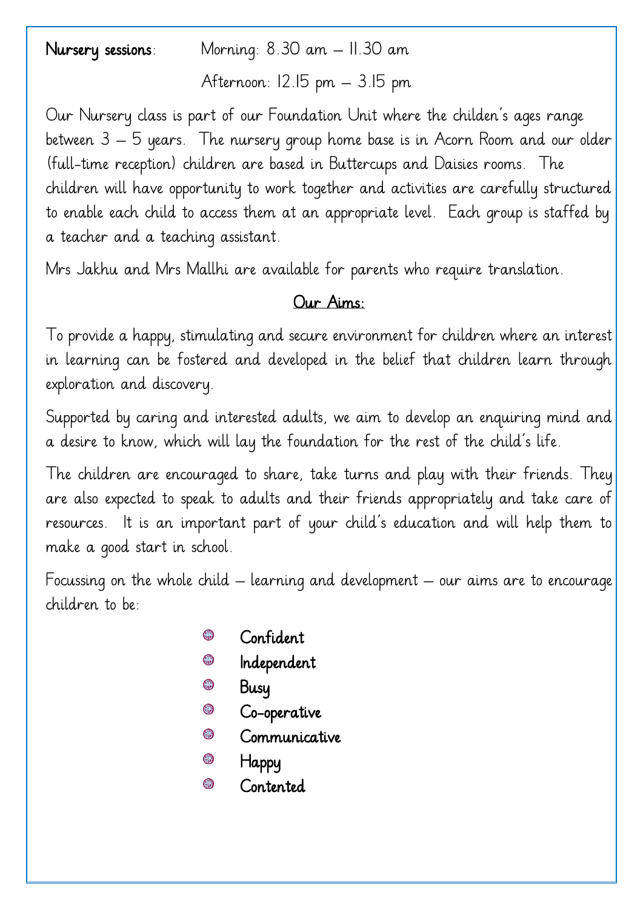**Nursery sessions**: Morning: 8.30 am – 11.30 am

Afternoon: 12.15 pm – 3.15 pm

Our Nursery class is part of our Foundation Unit where the childen's ages range between 3 – 5 years. The nursery group home base is in Acorn Room and our older (full-time reception) children are based in Buttercups and Daisies rooms. The children will have opportunity to work together and activities are carefully structured to enable each child to access them at an appropriate level. Each group is staffed by a teacher and a teaching assistant.

Mrs Jakhu and Mrs Mallhi are available for parents who require translation.

## Our Aims:

To provide a happy, stimulating and secure environment for children where an interest in learning can be fostered and developed in the belief that children learn through exploration and discovery.

Supported by caring and interested adults, we aim to develop an enquiring mind and a desire to know, which will lay the foundation for the rest of the child's life.

The children are encouraged to share, take turns and play with their friends. They are also expected to speak to adults and their friends appropriately and take care of resources. It is an important part of your child's education and will help them to make a good start in school.

Focussing on the whole child – learning and development – our aims are to encourage children to be:

- Confident
- Independent
- Busy
- Co-operative
- Communicative
- Happy
- Contented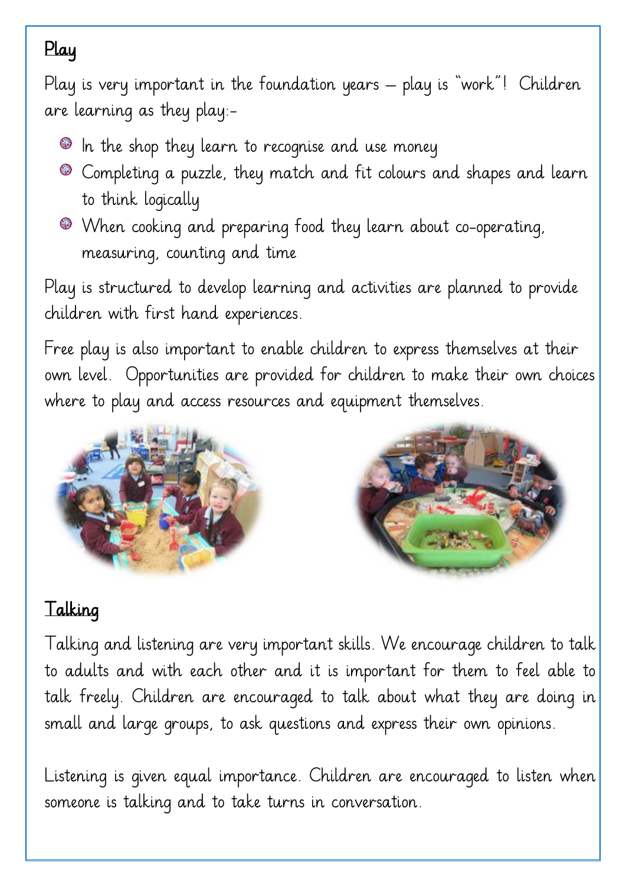## Play

Play is very important in the foundation years – play is "work"! Children are learning as they play:-

- In the shop they learn to recognise and use money
- Completing a puzzle, they match and fit colours and shapes and learn to think logically
- When cooking and preparing food they learn about co-operating, measuring, counting and time

Play is structured to develop learning and activities are planned to provide children with first hand experiences.

Free play is also important to enable children to express themselves at their own level. Opportunities are provided for children to make their own choices where to play and access resources and equipment themselves.

## Talking

Talking and listening are very important skills. We encourage children to talk to adults and with each other and it is important for them to feel able to talk freely. Children are encouraged to talk about what they are doing in small and large groups, to ask questions and express their own opinions.

Listening is given equal importance. Children are encouraged to listen when someone is talking and to take turns in conversation.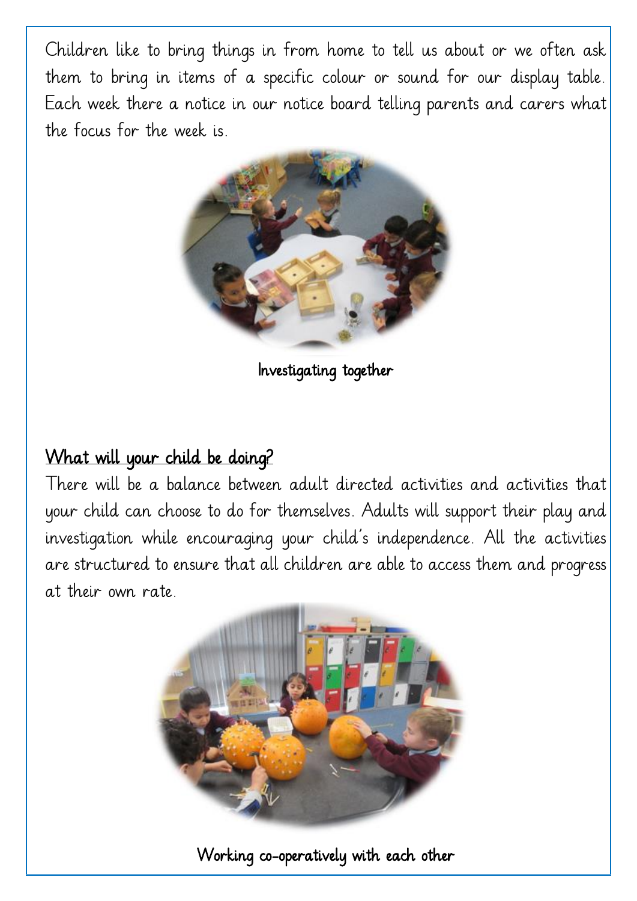Children like to bring things in from home to tell us about or we often ask them to bring in items of a specific colour or sound for our display table. Each week there a notice in our notice board telling parents and carers what the focus for the week is.

Investigating together

## What will your child be doing?

There will be a balance between adult directed activities and activities that your child can choose to do for themselves. Adults will support their play and investigation while encouraging your child's independence. All the activities are structured to ensure that all children are able to access them and progress at their own rate.

Working co-operatively with each other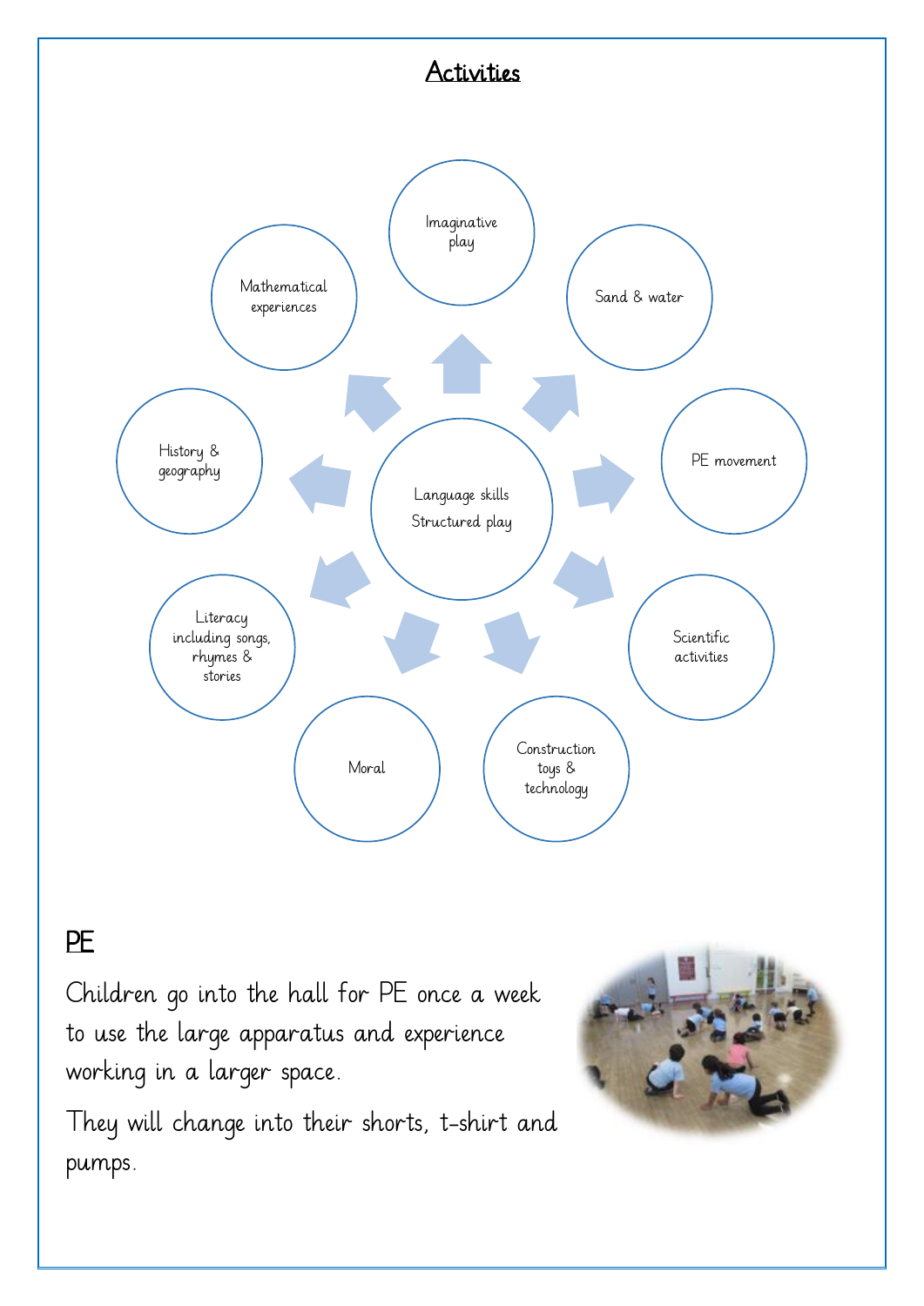# Activities

- Language skills
  Structured play
  - Imaginative play
  - Sand & water
  - PE movement
  - Scientific activities
  - Construction toys & technology
  - Moral
  - Literacy including songs, rhymes & stories
  - History & geography
  - Mathematical experiences

## PE

Children go into the hall for PE once a week to use the large apparatus and experience working in a larger space.

They will change into their shorts, t-shirt and pumps.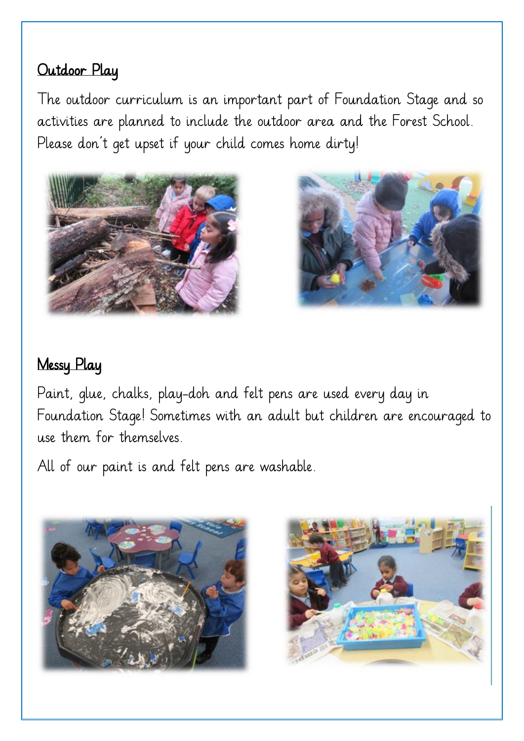## Outdoor Play

The outdoor curriculum is an important part of Foundation Stage and so activities are planned to include the outdoor area and the Forest School. Please don't get upset if your child comes home dirty!

## Messy Play

Paint, glue, chalks, play-doh and felt pens are used every day in Foundation Stage! Sometimes with an adult but children are encouraged to use them for themselves.

All of our paint is and felt pens are washable.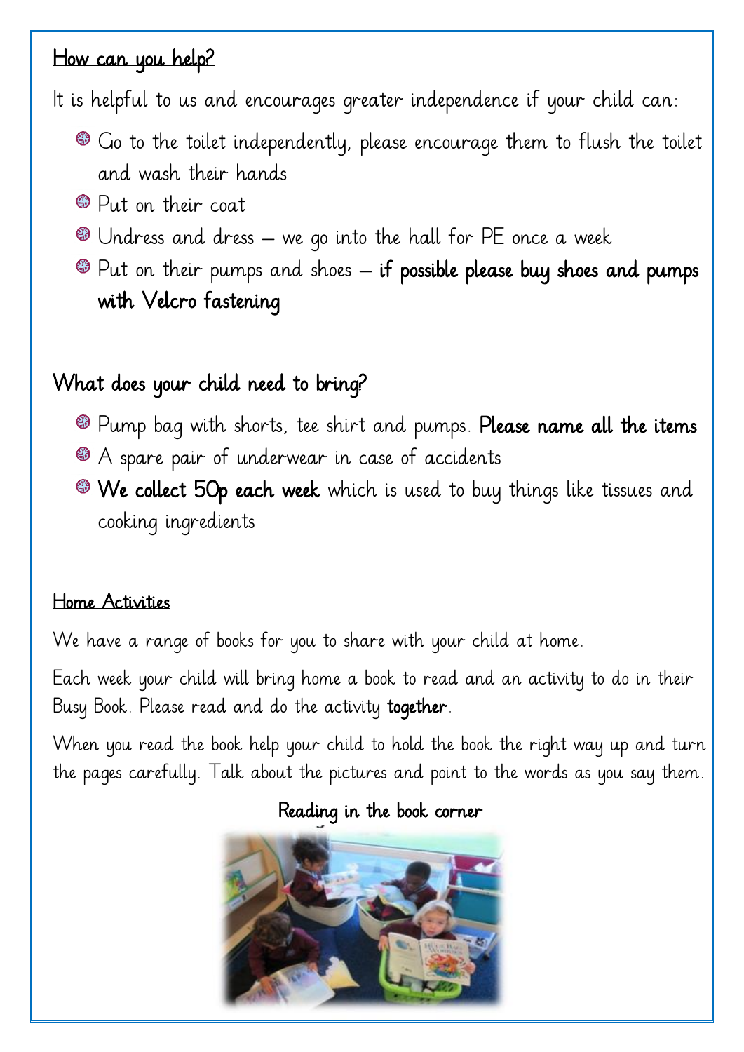## How can you help?

It is helpful to us and encourages greater independence if your child can:

- Go to the toilet independently, please encourage them to flush the toilet and wash their hands
- Put on their coat
- Undress and dress – we go into the hall for PE once a week
- Put on their pumps and shoes – **if possible please buy shoes and pumps with Velcro fastening**

## What does your child need to bring?

- Pump bag with shorts, tee shirt and pumps. **Please name all the items**
- A spare pair of underwear in case of accidents
- **We collect 50p each week** which is used to buy things like tissues and cooking ingredients

## Home Activities

We have a range of books for you to share with your child at home.

Each week your child will bring home a book to read and an activity to do in their Busy Book. Please read and do the activity **together**.

When you read the book help your child to hold the book the right way up and turn the pages carefully. Talk about the pictures and point to the words as you say them.

**Reading in the book corner**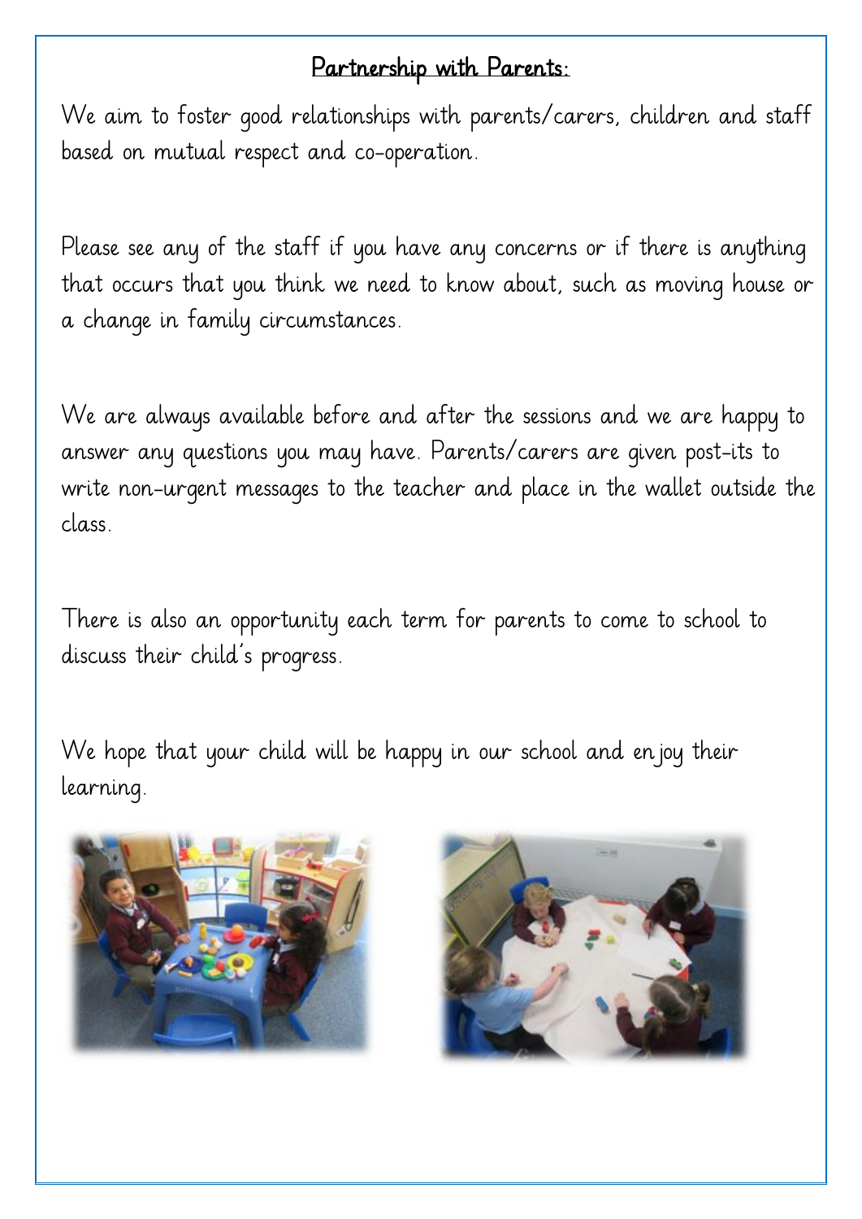## Partnership with Parents:

We aim to foster good relationships with parents/carers, children and staff based on mutual respect and co-operation.

Please see any of the staff if you have any concerns or if there is anything that occurs that you think we need to know about, such as moving house or a change in family circumstances.

We are always available before and after the sessions and we are happy to answer any questions you may have. Parents/carers are given post-its to write non-urgent messages to the teacher and place in the wallet outside the class.

There is also an opportunity each term for parents to come to school to discuss their child's progress.

We hope that your child will be happy in our school and enjoy their learning.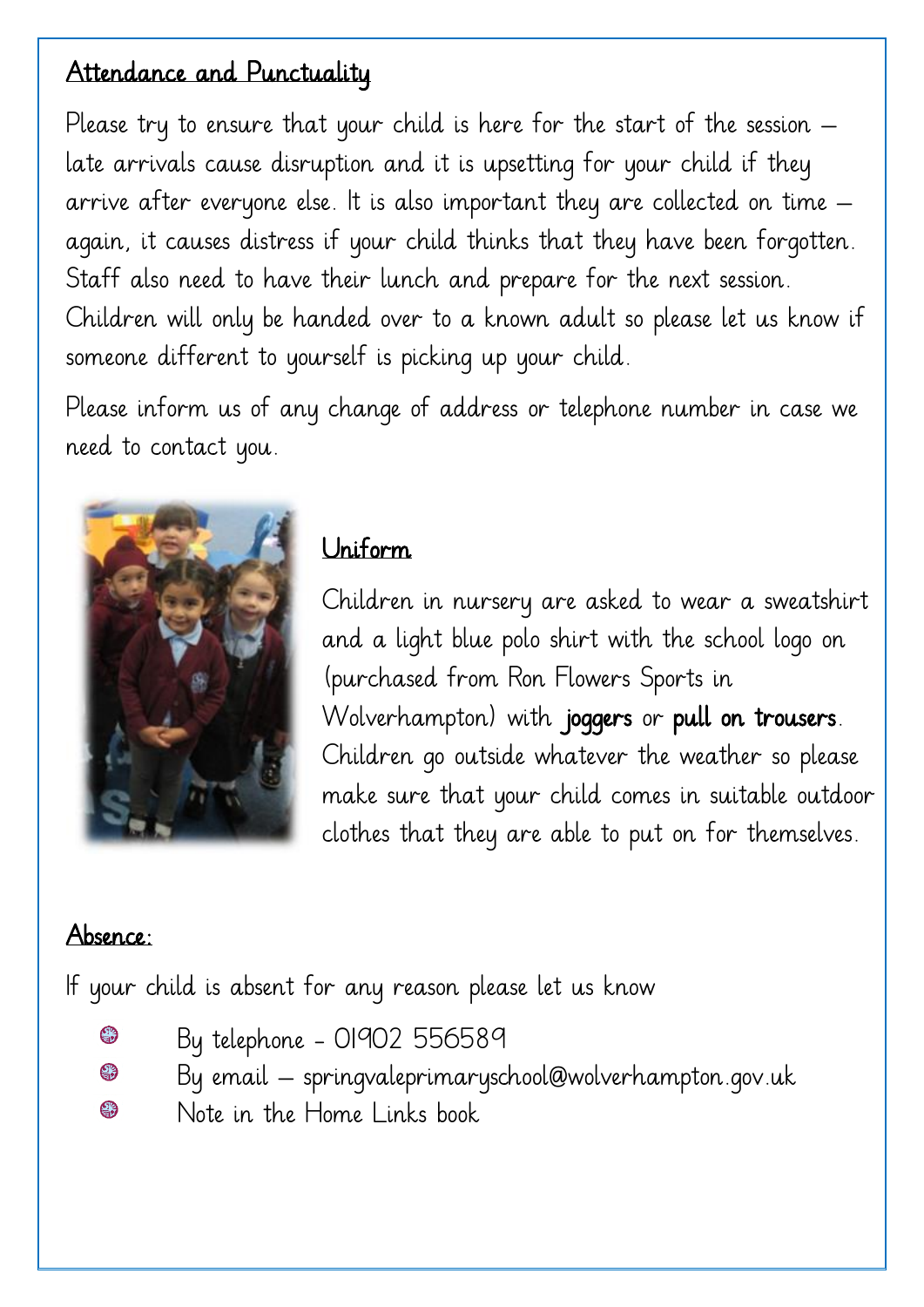## Attendance and Punctuality

Please try to ensure that your child is here for the start of the session – late arrivals cause disruption and it is upsetting for your child if they arrive after everyone else. It is also important they are collected on time – again, it causes distress if your child thinks that they have been forgotten. Staff also need to have their lunch and prepare for the next session. Children will only be handed over to a known adult so please let us know if someone different to yourself is picking up your child.

Please inform us of any change of address or telephone number in case we need to contact you.

## Uniform

Children in nursery are asked to wear a sweatshirt and a light blue polo shirt with the school logo on (purchased from Ron Flowers Sports in Wolverhampton) with **joggers** or **pull on trousers**. Children go outside whatever the weather so please make sure that your child comes in suitable outdoor clothes that they are able to put on for themselves.

## Absence:

If your child is absent for any reason please let us know

- By telephone - 01902 556589
- By email – springvaleprimaryschool@wolverhampton.gov.uk
- Note in the Home Links book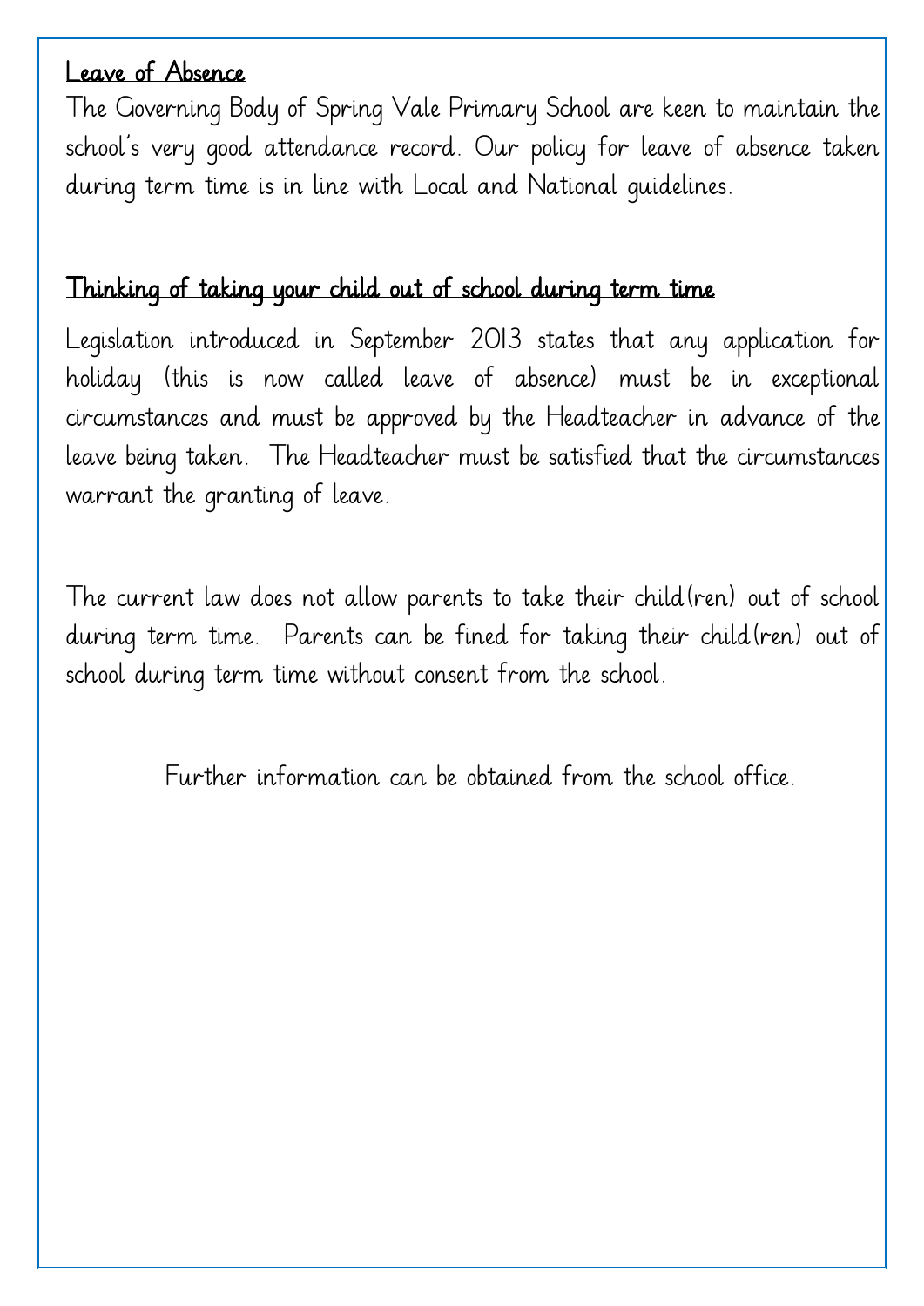## Leave of Absence

The Governing Body of Spring Vale Primary School are keen to maintain the school's very good attendance record. Our policy for leave of absence taken during term time is in line with Local and National guidelines.

## Thinking of taking your child out of school during term time

Legislation introduced in September 2013 states that any application for holiday (this is now called leave of absence) must be in exceptional circumstances and must be approved by the Headteacher in advance of the leave being taken. The Headteacher must be satisfied that the circumstances warrant the granting of leave.

The current law does not allow parents to take their child(ren) out of school during term time. Parents can be fined for taking their child(ren) out of school during term time without consent from the school.

Further information can be obtained from the school office.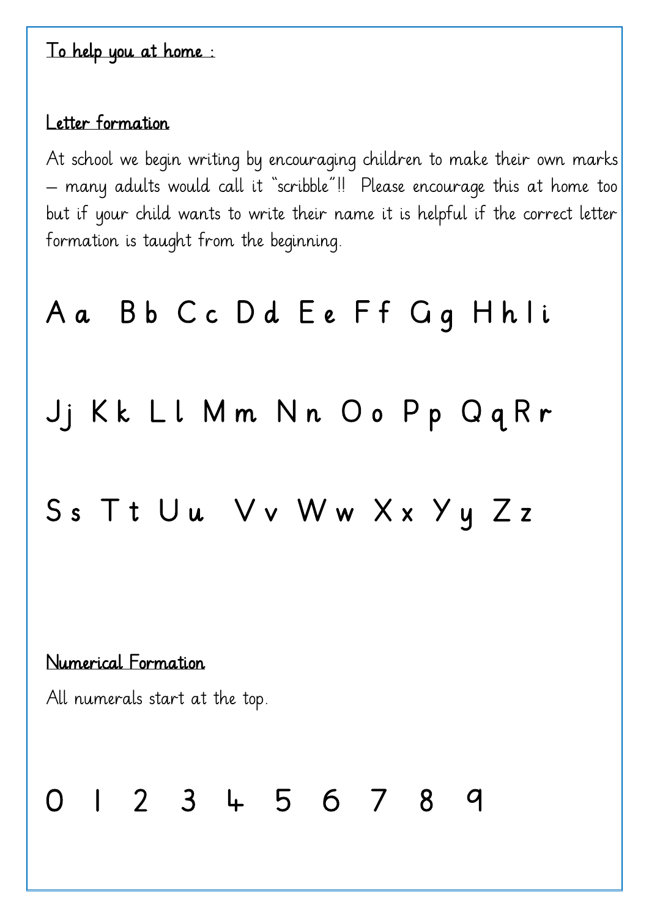## To help you at home :

### Letter formation

At school we begin writing by encouraging children to make their own marks – many adults would call it "scribble"!! Please encourage this at home too but if your child wants to write their name it is helpful if the correct letter formation is taught from the beginning.

A a B b C c D d E e F f G g H h I i

J j K k L l M m N n O o P p Q q R r

S s T t U u V v W w X x Y y Z z

### Numerical Formation

All numerals start at the top.

0 1 2 3 4 5 6 7 8 9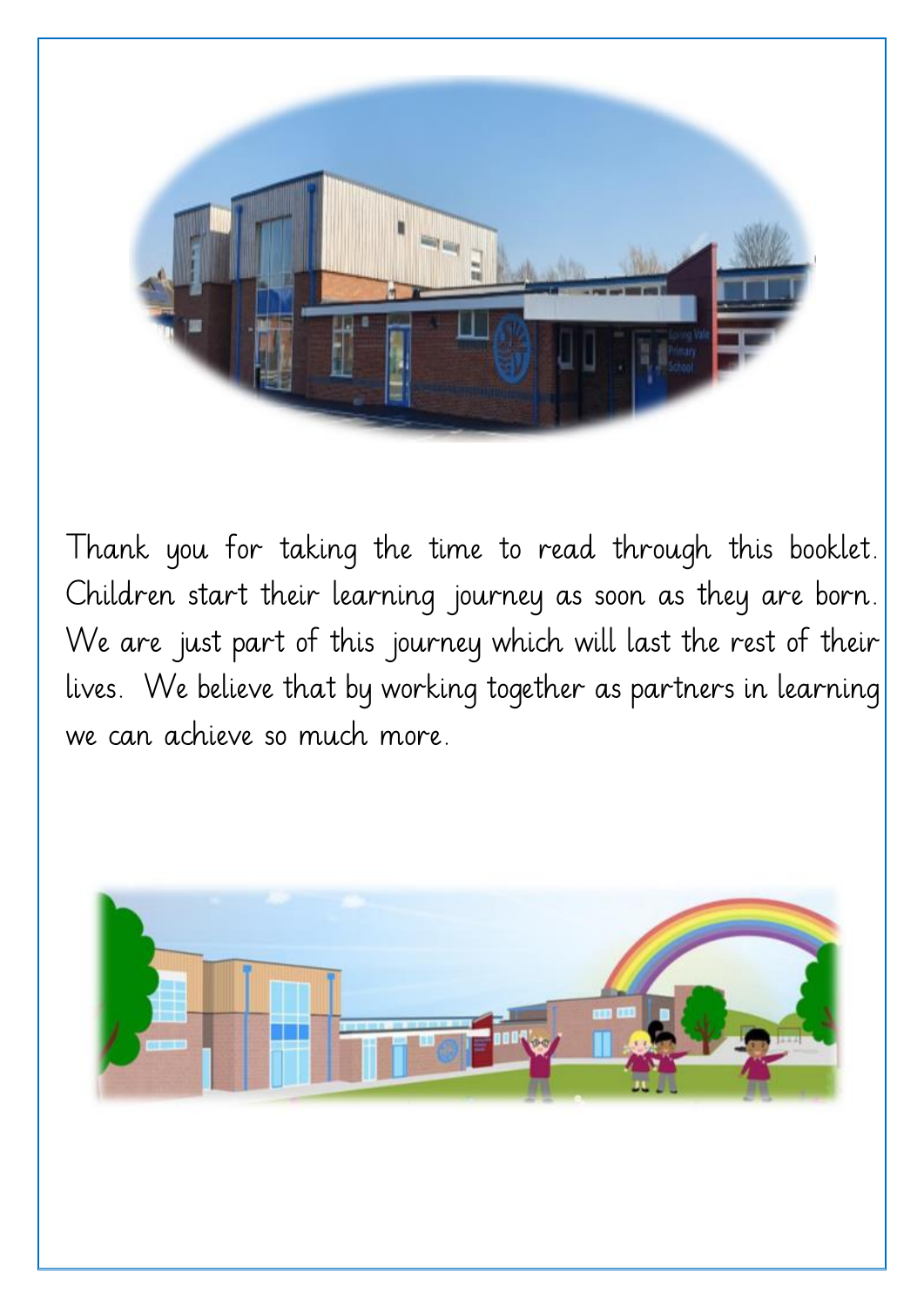Thank you for taking the time to read through this booklet. Children start their learning journey as soon as they are born. We are just part of this journey which will last the rest of their lives. We believe that by working together as partners in learning we can achieve so much more.